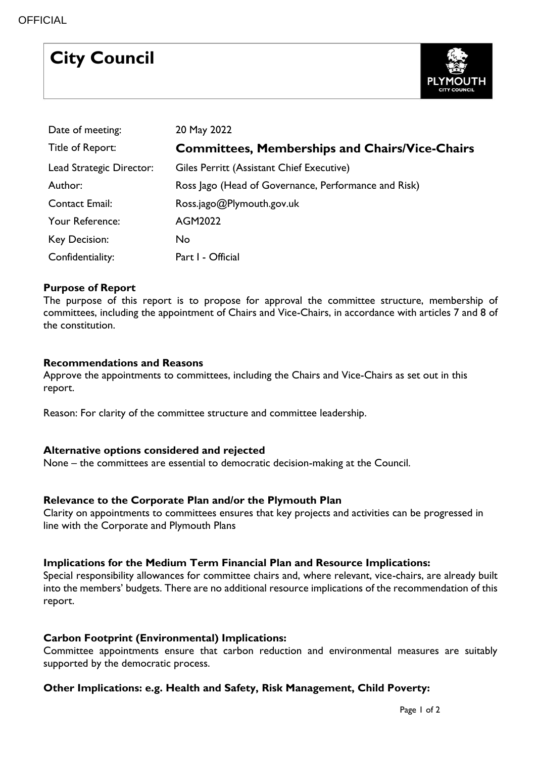# City Council

| | |
|---|---|
| Date of meeting: | 20 May 2022 |
| Title of Report: | **Committees, Memberships and Chairs/Vice-Chairs** |
| Lead Strategic Director: | Giles Perritt (Assistant Chief Executive) |
| Author: | Ross Jago (Head of Governance, Performance and Risk) |
| Contact Email: | Ross.jago@Plymouth.gov.uk |
| Your Reference: | AGM2022 |
| Key Decision: | No |
| Confidentiality: | Part I - Official |

**Purpose of Report**

The purpose of this report is to propose for approval the committee structure, membership of committees, including the appointment of Chairs and Vice-Chairs, in accordance with articles 7 and 8 of the constitution.

**Recommendations and Reasons**

Approve the appointments to committees, including the Chairs and Vice-Chairs as set out in this report.

Reason: For clarity of the committee structure and committee leadership.

**Alternative options considered and rejected**

None – the committees are essential to democratic decision-making at the Council.

**Relevance to the Corporate Plan and/or the Plymouth Plan**

Clarity on appointments to committees ensures that key projects and activities can be progressed in line with the Corporate and Plymouth Plans

**Implications for the Medium Term Financial Plan and Resource Implications:**

Special responsibility allowances for committee chairs and, where relevant, vice-chairs, are already built into the members' budgets. There are no additional resource implications of the recommendation of this report.

**Carbon Footprint (Environmental) Implications:**

Committee appointments ensure that carbon reduction and environmental measures are suitably supported by the democratic process.

**Other Implications: e.g. Health and Safety, Risk Management, Child Poverty:**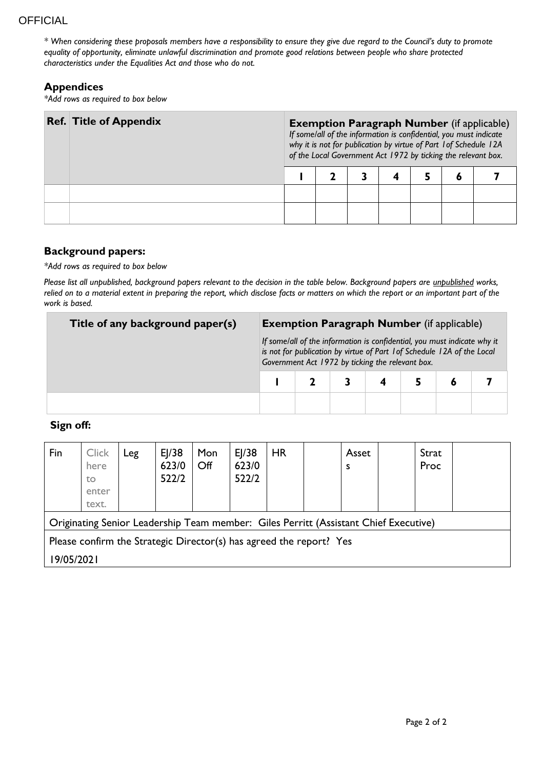OFFICIAL

*\* When considering these proposals members have a responsibility to ensure they give due regard to the Council's duty to promote equality of opportunity, eliminate unlawful discrimination and promote good relations between people who share protected characteristics under the Equalities Act and those who do not.*

## Appendices

*\*Add rows as required to box below*

| Ref. | Title of Appendix | Exemption Paragraph Number (if applicable) *If some/all of the information is confidential, you must indicate why it is not for publication by virtue of Part 1of Schedule 12A of the Local Government Act 1972 by ticking the relevant box.* | | | | | | |
|---|---|---|---|---|---|---|---|---|
| | | 1 | 2 | 3 | 4 | 5 | 6 | 7 |
| | | | | | | | | |
| | | | | | | | | |

## Background papers:

*\*Add rows as required to box below*

*Please list all unpublished, background papers relevant to the decision in the table below. Background papers are unpublished works, relied on to a material extent in preparing the report, which disclose facts or matters on which the report or an important part of the work is based.*

| Title of any background paper(s) | Exemption Paragraph Number (if applicable) *If some/all of the information is confidential, you must indicate why it is not for publication by virtue of Part 1of Schedule 12A of the Local Government Act 1972 by ticking the relevant box.* | | | | | | |
|---|---|---|---|---|---|---|---|
| | 1 | 2 | 3 | 4 | 5 | 6 | 7 |
| | | | | | | | |

## Sign off:

| Fin | Click here to enter text. | Leg | EJ/38623/0522/2 | Mon Off | EJ/38623/0522/2 | HR | | Assets | | Strat Proc | |
|---|---|---|---|---|---|---|---|---|---|---|---|
| Originating Senior Leadership Team member: Giles Perritt (Assistant Chief Executive) | | | | | | | | | | | |
| Please confirm the Strategic Director(s) has agreed the report? Yes<br>19/05/2021 | | | | | | | | | | | |